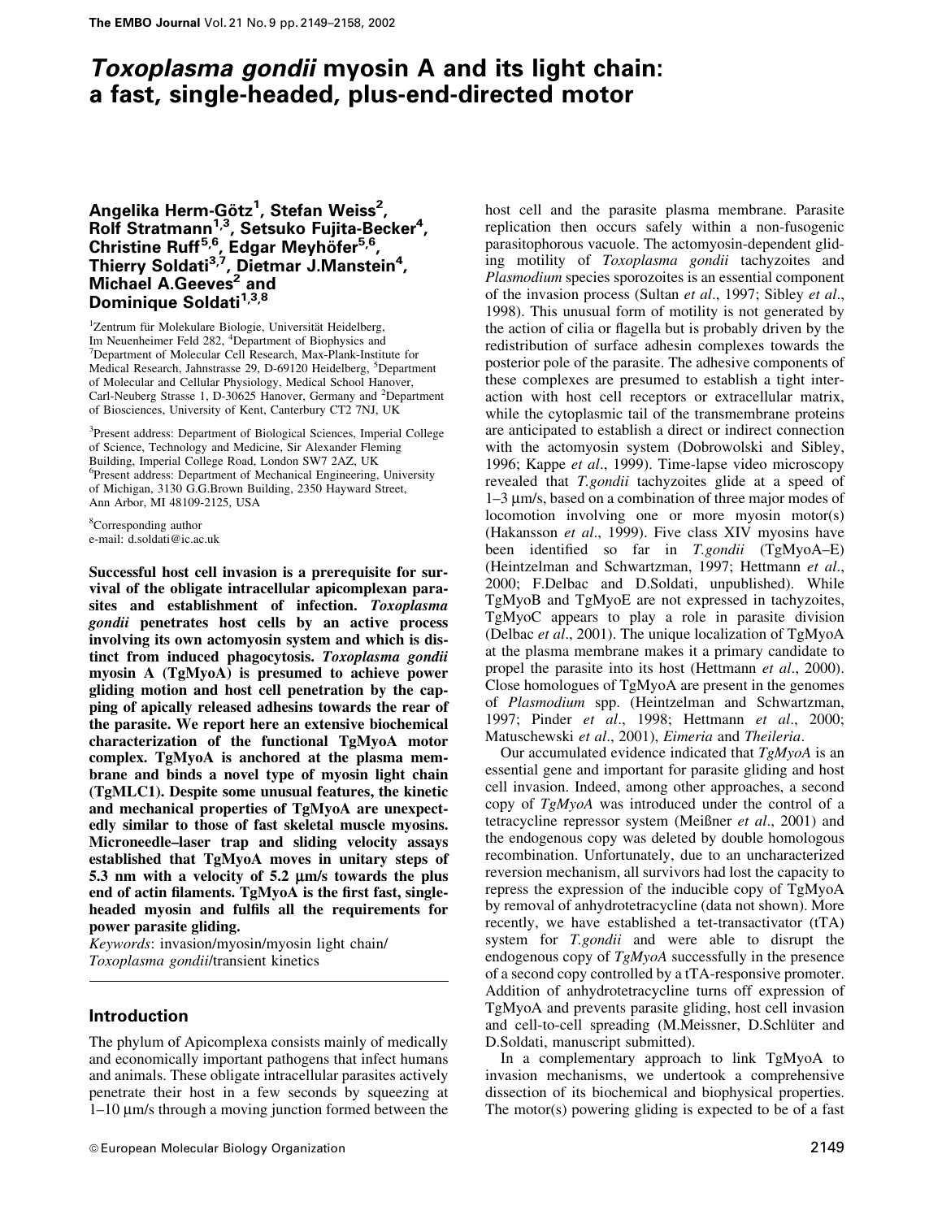# *Toxoplasma gondii* myosin A and its light chain: a fast, single-headed, plus-end-directed motor

**Angelika Herm-Götz[1], Stefan Weiss[2], Rolf Stratmann[1,3], Setsuko Fujita-Becker[4], Christine Ruff[5,6], Edgar Meyhöfer[5,6], Thierry Soldati[3,7], Dietmar J.Manstein[4], Michael A.Geeves[2] and Dominique Soldati[1,3,8]**

[1]Zentrum für Molekulare Biologie, Universität Heidelberg, Im Neuenheimer Feld 282, [4]Department of Biophysics and [7]Department of Molecular Cell Research, Max-Plank-Institute for Medical Research, Jahnstrasse 29, D-69120 Heidelberg, [5]Department of Molecular and Cellular Physiology, Medical School Hanover, Carl-Neuberg Strasse 1, D-30625 Hanover, Germany and [2]Department of Biosciences, University of Kent, Canterbury CT2 7NJ, UK

[3]Present address: Department of Biological Sciences, Imperial College of Science, Technology and Medicine, Sir Alexander Fleming Building, Imperial College Road, London SW7 2AZ, UK
[6]Present address: Department of Mechanical Engineering, University of Michigan, 3130 G.G.Brown Building, 2350 Hayward Street, Ann Arbor, MI 48109-2125, USA

[8]Corresponding author
e-mail: d.soldati@ic.ac.uk

**Successful host cell invasion is a prerequisite for survival of the obligate intracellular apicomplexan parasites and establishment of infection. *Toxoplasma gondii* penetrates host cells by an active process involving its own actomyosin system and which is distinct from induced phagocytosis. *Toxoplasma gondii* myosin A (TgMyoA) is presumed to achieve power gliding motion and host cell penetration by the capping of apically released adhesins towards the rear of the parasite. We report here an extensive biochemical characterization of the functional TgMyoA motor complex. TgMyoA is anchored at the plasma membrane and binds a novel type of myosin light chain (TgMLC1). Despite some unusual features, the kinetic and mechanical properties of TgMyoA are unexpectedly similar to those of fast skeletal muscle myosins. Microneedle–laser trap and sliding velocity assays established that TgMyoA moves in unitary steps of 5.3 nm with a velocity of 5.2 μm/s towards the plus end of actin filaments. TgMyoA is the first fast, single-headed myosin and fulfils all the requirements for power parasite gliding.**

*Keywords*: invasion/myosin/myosin light chain/ *Toxoplasma gondii*/transient kinetics

## Introduction

The phylum of Apicomplexa consists mainly of medically and economically important pathogens that infect humans and animals. These obligate intracellular parasites actively penetrate their host in a few seconds by squeezing at 1–10 μm/s through a moving junction formed between the host cell and the parasite plasma membrane. Parasite replication then occurs safely within a non-fusogenic parasitophorous vacuole. The actomyosin-dependent gliding motility of *Toxoplasma gondii* tachyzoites and *Plasmodium* species sporozoites is an essential component of the invasion process (Sultan *et al*., 1997; Sibley *et al*., 1998). This unusual form of motility is not generated by the action of cilia or flagella but is probably driven by the redistribution of surface adhesin complexes towards the posterior pole of the parasite. The adhesive components of these complexes are presumed to establish a tight interaction with host cell receptors or extracellular matrix, while the cytoplasmic tail of the transmembrane proteins are anticipated to establish a direct or indirect connection with the actomyosin system (Dobrowolski and Sibley, 1996; Kappe *et al*., 1999). Time-lapse video microscopy revealed that *T.gondii* tachyzoites glide at a speed of 1–3 μm/s, based on a combination of three major modes of locomotion involving one or more myosin motor(s) (Hakansson *et al*., 1999). Five class XIV myosins have been identified so far in *T.gondii* (TgMyoA–E) (Heintzelman and Schwartzman, 1997; Hettmann *et al*., 2000; F.Delbac and D.Soldati, unpublished). While TgMyoB and TgMyoE are not expressed in tachyzoites, TgMyoC appears to play a role in parasite division (Delbac *et al*., 2001). The unique localization of TgMyoA at the plasma membrane makes it a primary candidate to propel the parasite into its host (Hettmann *et al*., 2000). Close homologues of TgMyoA are present in the genomes of *Plasmodium* spp. (Heintzelman and Schwartzman, 1997; Pinder *et al*., 1998; Hettmann *et al*., 2000; Matuschewski *et al*., 2001), *Eimeria* and *Theileria*.

Our accumulated evidence indicated that *TgMyoA* is an essential gene and important for parasite gliding and host cell invasion. Indeed, among other approaches, a second copy of *TgMyoA* was introduced under the control of a tetracycline repressor system (Meißner *et al*., 2001) and the endogenous copy was deleted by double homologous recombination. Unfortunately, due to an uncharacterized reversion mechanism, all survivors had lost the capacity to repress the expression of the inducible copy of TgMyoA by removal of anhydrotetracycline (data not shown). More recently, we have established a tet-transactivator (tTA) system for *T.gondii* and were able to disrupt the endogenous copy of *TgMyoA* successfully in the presence of a second copy controlled by a tTA-responsive promoter. Addition of anhydrotetracycline turns off expression of TgMyoA and prevents parasite gliding, host cell invasion and cell-to-cell spreading (M.Meissner, D.Schlüter and D.Soldati, manuscript submitted).

In a complementary approach to link TgMyoA to invasion mechanisms, we undertook a comprehensive dissection of its biochemical and biophysical properties. The motor(s) powering gliding is expected to be of a fast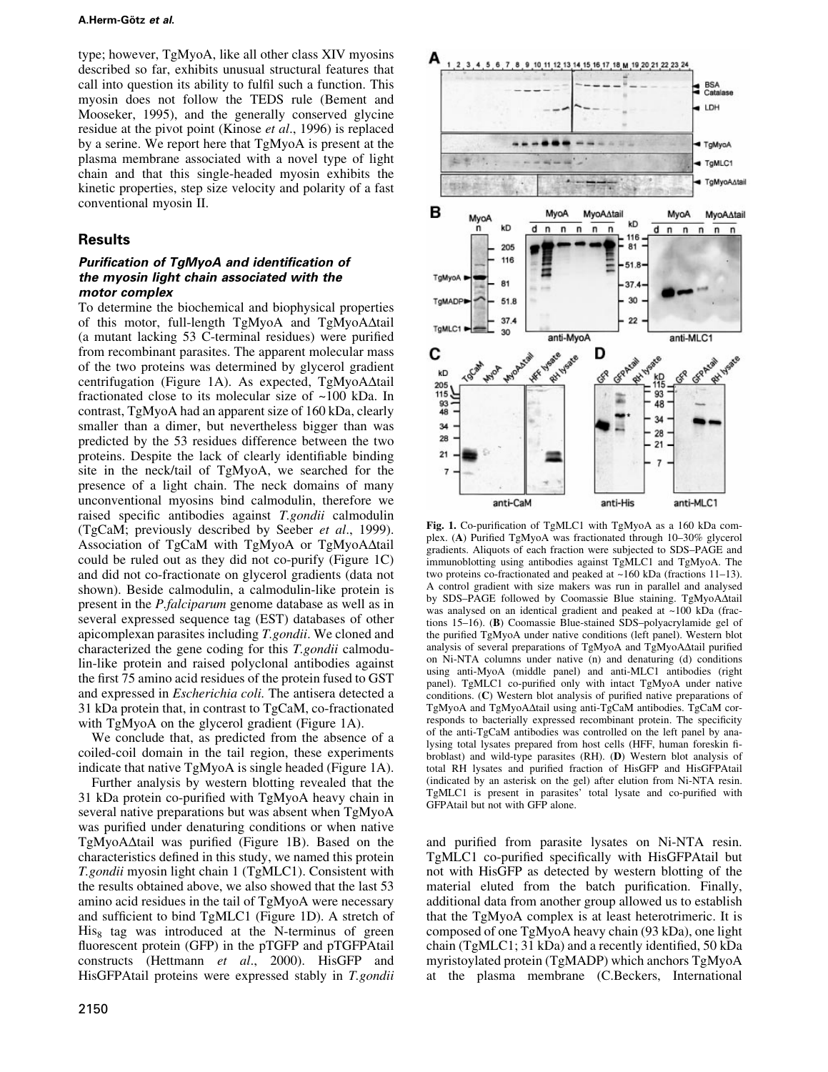type; however, TgMyoA, like all other class XIV myosins described so far, exhibits unusual structural features that call into question its ability to fulfil such a function. This myosin does not follow the TEDS rule (Bement and Mooseker, 1995), and the generally conserved glycine residue at the pivot point (Kinose *et al*., 1996) is replaced by a serine. We report here that TgMyoA is present at the plasma membrane associated with a novel type of light chain and that this single-headed myosin exhibits the kinetic properties, step size velocity and polarity of a fast conventional myosin II.

## Results

### *Purification of TgMyoA and identification of the myosin light chain associated with the motor complex*

To determine the biochemical and biophysical properties of this motor, full-length TgMyoA and TgMyoAΔtail (a mutant lacking 53 C-terminal residues) were purified from recombinant parasites. The apparent molecular mass of the two proteins was determined by glycerol gradient centrifugation (Figure 1A). As expected, TgMyoAΔtail fractionated close to its molecular size of ~100 kDa. In contrast, TgMyoA had an apparent size of 160 kDa, clearly smaller than a dimer, but nevertheless bigger than was predicted by the 53 residues difference between the two proteins. Despite the lack of clearly identifiable binding site in the neck/tail of TgMyoA, we searched for the presence of a light chain. The neck domains of many unconventional myosins bind calmodulin, therefore we raised specific antibodies against *T.gondii* calmodulin (TgCaM; previously described by Seeber *et al*., 1999). Association of TgCaM with TgMyoA or TgMyoAΔtail could be ruled out as they did not co-purify (Figure 1C) and did not co-fractionate on glycerol gradients (data not shown). Beside calmodulin, a calmodulin-like protein is present in the *P.falciparum* genome database as well as in several expressed sequence tag (EST) databases of other apicomplexan parasites including *T.gondii*. We cloned and characterized the gene coding for this *T.gondii* calmodulin-like protein and raised polyclonal antibodies against the first 75 amino acid residues of the protein fused to GST and expressed in *Escherichia coli.* The antisera detected a 31 kDa protein that, in contrast to TgCaM, co-fractionated with TgMyoA on the glycerol gradient (Figure 1A).

We conclude that, as predicted from the absence of a coiled-coil domain in the tail region, these experiments indicate that native TgMyoA is single headed (Figure 1A).

Further analysis by western blotting revealed that the 31 kDa protein co-purified with TgMyoA heavy chain in several native preparations but was absent when TgMyoA was purified under denaturing conditions or when native TgMyoAΔtail was purified (Figure 1B). Based on the characteristics defined in this study, we named this protein *T.gondii* myosin light chain 1 (TgMLC1). Consistent with the results obtained above, we also showed that the last 53 amino acid residues in the tail of TgMyoA were necessary and sufficient to bind TgMLC1 (Figure 1D). A stretch of $His_8$ tag was introduced at the N-terminus of green fluorescent protein (GFP) in the pTGFP and pTGFPAtail constructs (Hettmann *et al*., 2000). HisGFP and HisGFPAtail proteins were expressed stably in *T.gondii* and purified from parasite lysates on Ni-NTA resin. TgMLC1 co-purified specifically with HisGFPAtail but not with HisGFP as detected by western blotting of the material eluted from the batch purification. Finally, additional data from another group allowed us to establish that the TgMyoA complex is at least heterotrimeric. It is composed of one TgMyoA heavy chain (93 kDa), one light chain (TgMLC1; 31 kDa) and a recently identified, 50 kDa myristoylated protein (TgMADP) which anchors TgMyoA at the plasma membrane (C.Beckers, International

**Fig. 1.** Co-purification of TgMLC1 with TgMyoA as a 160 kDa complex. (**A**) Purified TgMyoA was fractionated through 10–30% glycerol gradients. Aliquots of each fraction were subjected to SDS–PAGE and immunoblotting using antibodies against TgMLC1 and TgMyoA. The two proteins co-fractionated and peaked at ~160 kDa (fractions 11–13). A control gradient with size makers was run in parallel and analysed by SDS–PAGE followed by Coomassie Blue staining. TgMyoAΔtail was analysed on an identical gradient and peaked at ~100 kDa (fractions 15–16). (**B**) Coomassie Blue-stained SDS–polyacrylamide gel of the purified TgMyoA under native conditions (left panel). Western blot analysis of several preparations of TgMyoA and TgMyoAΔtail purified on Ni-NTA columns under native (n) and denaturing (d) conditions using anti-MyoA (middle panel) and anti-MLC1 antibodies (right panel). TgMLC1 co-purified only with intact TgMyoA under native conditions. (**C**) Western blot analysis of purified native preparations of TgMyoA and TgMyoAΔtail using anti-TgCaM antibodies. TgCaM corresponds to bacterially expressed recombinant protein. The specificity of the anti-TgCaM antibodies was controlled on the left panel by analysing total lysates prepared from host cells (HFF, human foreskin fibroblast) and wild-type parasites (RH). (**D**) Western blot analysis of total RH lysates and purified fraction of HisGFP and HisGFPAtail (indicated by an asterisk on the gel) after elution from Ni-NTA resin. TgMLC1 is present in parasites' total lysate and co-purified with GFPAtail but not with GFP alone.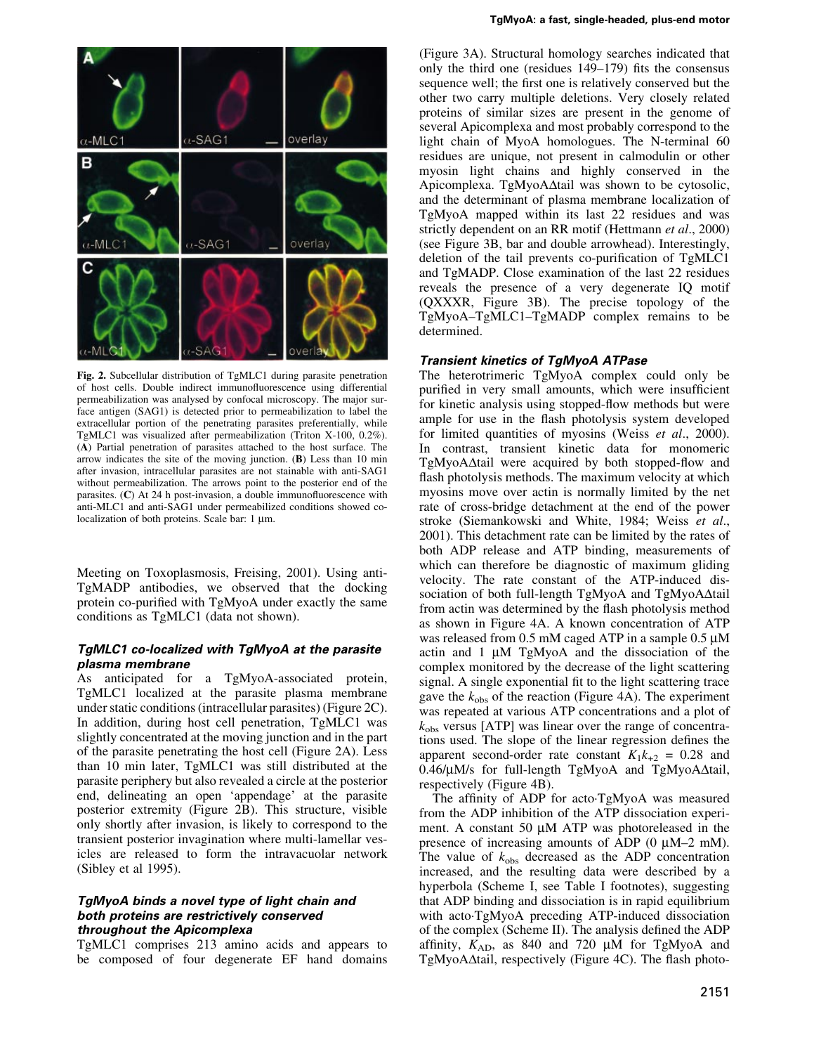Fig. 2. Subcellular distribution of TgMLC1 during parasite penetration of host cells. Double indirect immunofluorescence using differential permeabilization was analysed by confocal microscopy. The major surface antigen (SAG1) is detected prior to permeabilization to label the extracellular portion of the penetrating parasites preferentially, while TgMLC1 was visualized after permeabilization (Triton X-100, 0.2%). (**A**) Partial penetration of parasites attached to the host surface. The arrow indicates the site of the moving junction. (**B**) Less than 10 min after invasion, intracellular parasites are not stainable with anti-SAG1 without permeabilization. The arrows point to the posterior end of the parasites. (**C**) At 24 h post-invasion, a double immunofluorescence with anti-MLC1 and anti-SAG1 under permeabilized conditions showed co-localization of both proteins. Scale bar: 1 µm.

Meeting on Toxoplasmosis, Freising, 2001). Using anti-TgMADP antibodies, we observed that the docking protein co-purified with TgMyoA under exactly the same conditions as TgMLC1 (data not shown).

### *TgMLC1 co-localized with TgMyoA at the parasite plasma membrane*

As anticipated for a TgMyoA-associated protein, TgMLC1 localized at the parasite plasma membrane under static conditions (intracellular parasites) (Figure 2C). In addition, during host cell penetration, TgMLC1 was slightly concentrated at the moving junction and in the part of the parasite penetrating the host cell (Figure 2A). Less than 10 min later, TgMLC1 was still distributed at the parasite periphery but also revealed a circle at the posterior end, delineating an open 'appendage' at the parasite posterior extremity (Figure 2B). This structure, visible only shortly after invasion, is likely to correspond to the transient posterior invagination where multi-lamellar vesicles are released to form the intravacuolar network (Sibley et al 1995).

### *TgMyoA binds a novel type of light chain and both proteins are restrictively conserved throughout the Apicomplexa*

TgMLC1 comprises 213 amino acids and appears to be composed of four degenerate EF hand domains (Figure 3A). Structural homology searches indicated that only the third one (residues 149–179) fits the consensus sequence well; the first one is relatively conserved but the other two carry multiple deletions. Very closely related proteins of similar sizes are present in the genome of several Apicomplexa and most probably correspond to the light chain of MyoA homologues. The N-terminal 60 residues are unique, not present in calmodulin or other myosin light chains and highly conserved in the Apicomplexa. TgMyoAΔtail was shown to be cytosolic, and the determinant of plasma membrane localization of TgMyoA mapped within its last 22 residues and was strictly dependent on an RR motif (Hettmann *et al*., 2000) (see Figure 3B, bar and double arrowhead). Interestingly, deletion of the tail prevents co-purification of TgMLC1 and TgMADP. Close examination of the last 22 residues reveals the presence of a very degenerate IQ motif (QXXXR, Figure 3B). The precise topology of the TgMyoA–TgMLC1–TgMADP complex remains to be determined.

### *Transient kinetics of TgMyoA ATPase*

The heterotrimeric TgMyoA complex could only be purified in very small amounts, which were insufficient for kinetic analysis using stopped-flow methods but were ample for use in the flash photolysis system developed for limited quantities of myosins (Weiss *et al*., 2000). In contrast, transient kinetic data for monomeric TgMyoAΔtail were acquired by both stopped-flow and flash photolysis methods. The maximum velocity at which myosins move over actin is normally limited by the net rate of cross-bridge detachment at the end of the power stroke (Siemankowski and White, 1984; Weiss *et al*., 2001). This detachment rate can be limited by the rates of both ADP release and ATP binding, measurements of which can therefore be diagnostic of maximum gliding velocity. The rate constant of the ATP-induced dissociation of both full-length TgMyoA and TgMyoAΔtail from actin was determined by the flash photolysis method as shown in Figure 4A. A known concentration of ATP was released from 0.5 mM caged ATP in a sample 0.5 µM actin and 1 µM TgMyoA and the dissociation of the complex monitored by the decrease of the light scattering signal. A single exponential fit to the light scattering trace gave the $k_{obs}$ of the reaction (Figure 4A). The experiment was repeated at various ATP concentrations and a plot of $k_{obs}$ versus [ATP] was linear over the range of concentrations used. The slope of the linear regression defines the apparent second-order rate constant $K_1k_{+2}$ = 0.28 and 0.46/µM/s for full-length TgMyoA and TgMyoAΔtail, respectively (Figure 4B).

The affinity of ADP for acto·TgMyoA was measured from the ADP inhibition of the ATP dissociation experiment. A constant 50 µM ATP was photoreleased in the presence of increasing amounts of ADP (0 µM–2 mM). The value of $k_{obs}$ decreased as the ADP concentration increased, and the resulting data were described by a hyperbola (Scheme I, see Table I footnotes), suggesting that ADP binding and dissociation is in rapid equilibrium with acto·TgMyoA preceding ATP-induced dissociation of the complex (Scheme II). The analysis defined the ADP affinity, $K_{AD}$, as 840 and 720 µM for TgMyoA and TgMyoAΔtail, respectively (Figure 4C). The flash photo-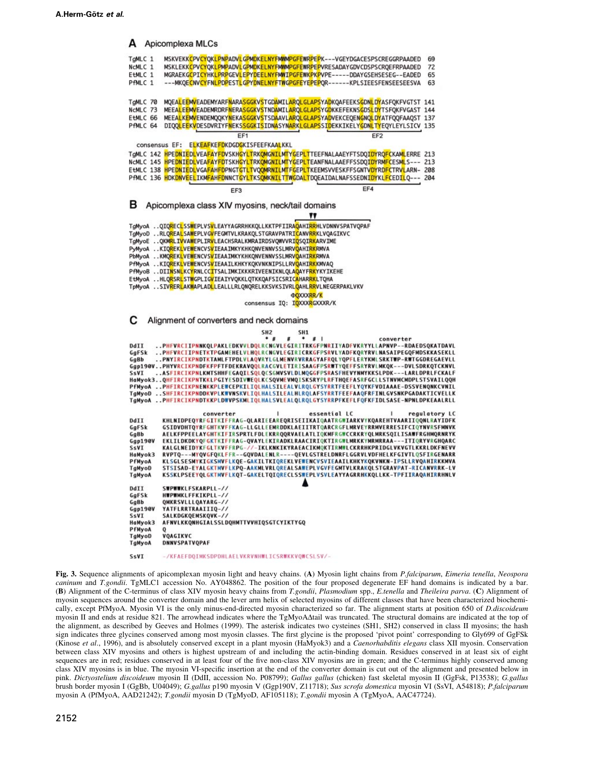## A Apicomplexa MLCs

```
TgMLC 1   MSKVEKKCPVCYQKLPNPADVLGPMDKELNYFMWMPGFEWRPEPK---VGEYDGACESPSCREGGRPAADED  69
NcMLC 1   MSKLEKKCPVCYQKLPNPADVLGPMDKELNYFMWMPGFEWRPEPVRESADAYGDVCDSPSCRQEFRPAADED  72
EtMLC 1   MGRAEKGCPICYHKLPRPGEVLEPYDEELNYFMWIPGFEWKPKPVPE-----DDAYGSEHSESEG--EADED  65
PfMLC 1   ---MKQECNVCYFNLPDPESTLGPYDNELNYFTWGPGFEYEPEPQR------KPLSIEESFENSEESEESVA  63

TgMLC 70  MQEALEEMVEADEMYARFNARASGGKVSTGDAMILARQLGLAPSYADKQAFEEKSGDNLDYASFQKFVGTST 141
NcMLC 73  MEEALEEMVEADEMRDRFNERASGGKVSTNDAMILARQLGLAPSYGDKKEFEKNSGDSLDYTSFQKFVGAST 144
EtMLC 66  MEEALKEMVENDEMQQKYNEKASGGKVSTSDAAVLARQLGLAPSYADVEKCEQENGNQLDYATFQQFAAQST 137
PfMLC 64  DIQQLEEKVDESDVRIYFNEKSSGGKISIDNASYNARKLGLAPSSIDEKKIKELKYGDNLTYEQYLEYLSICV 135
                                   EF1                               EF2

consensus EF:  ELKEAFKEFDKDGDGKISFEEFKAALKKL
TgMLC 142  HPEDNIEDLVEAFAYFDVSKHGYLTRKQMGNILMTYGEPLTTEEFNALAAEYFTSDQIDYRQFCKAMLERRE 213
NcMLC 145  HPEDNIEDLVEAFAYFDTSKHGYLTRKQMGNILMTYGEPLTEANFNALAAEFFSSDQIDYRMFCESML S--- 213
EtMLC 138  HPEDNIEDLVGAFAHFDPNGTGTLTVQQMRNILMTFGEPLTKEEMSVVESKFFSGNTVDYRDFCTRVLARN- 208
PfMLC 136  HDKDNVEELIKMFAHFDNNCTGYLTKSQMKNILTTWGDALTDQEAIDALNAFSSEDNIDYKLFCEDILQ--- 204
                  EF3                                              EF4
```

## B Apicomplexa class XIV myosins, neck/tail domains

```
TgMyoA  ..QIQRECLSSWEPLVSVLEAYYAGRRHKKQLLKKTPFIIRAQAHIRRHLVDNNVSPATVQPAF
TgMyoD  ..RLQREALSAWEPLVGVFEGMTVLKRAKQLSTGRAVPATRICANVRRKLVQAGIKVC
TgMyoE  ..QKMRLIVVAWEPLIRVLEACHSRALKMRAIRDSVQWVVRIQSQIRKARVIME
PyMyoA  ..KIQREKLVEWENCVSVIEAAIMKYKHKQNVENNVSSLMRVQAHIRKRMVA
PbMyoA  ..KMQREKLVEWENCVSVIEAAIMKYKHKQNVENNVSSLMRVQAHIRKRMVA
PfMyoA  ..KIQREKLVEWENCVSVIEAAILKHKYKQKVNKNIPSLLRVQAHIRKKMVAQ
PfMyoB  ..DIINSNLKCYRNLCCITSALIMKIKKKRIVEENIKNLQLAQAYFRKYKYIKEHE
EtMyoA  ..HLQRSRLSTWGPLIGVIEAIYVQKKLQTKKQAFSICSRICAHARRKLTQHA
TpMyoA  ..SIVRERLAKWAPLADLLEALLLRLQNQRELKKSVKSIVRLQAHLRRVLNEGERPAKLVKV
                                                    ΦQXXXRR/K
                                       consensus IQ: IQXXXRGXXXR/K
```

## C Alignment of converters and neck domains

```
                          SH2        SH1
                         * #   #    * # |                     converter
DdII     ..PHFVRCIIPNNKQLPAKLEDKVVLDQLRCNGVLEGIRITRKGFPNRIIYADFVKRYYLLAPNVP--RDAEDSQKATDAVL
GgFSk    ..PHFVRCIIPNETKTPGAMEHELVLHQLRCNGVLEGIRICRKGFPSRVLYADFKQRYRVLNASAIPEGQFMDSKKASEKLL
GgBb     ..PNYIRCIKPNDTKTAMLFTPDLVLAQVRYLGLMENVRVRRAGYAFRQLYQPFLERYKMLSRKTWP-RWTGDDREGAEVLL
Ggp190V..PHYVRCIKPNDFKFPFTFDEKRAVQQLRACGVLETIRISAAGFPSRWTYQEFFSRYRVLMKQK---DVLSDRKQTCKNVL
SsVI     ..ASFIRCIKPNLKMTSHHFEGAQILSQLQCSGMVSVLDLMQGGFPSRASFHEVYNMYKKSLPDK---LARLDPRLFCKALF
HaMyok3..QHFIRCIKPNTKKLPGIYESDIVWEQLKCSQVMEVMQISKSRYPLRFTHQEFASRFGCLLSTNVMCMDPLSTSVAILQQH
PfMyoA   ..PHFIRCIKPNENKKPLEWCEPKILIQLHALSILEALVLRQLGYSYRRTFEEFLYQYKFVDIAAAE-DSSVENQNKCVNIL
TgMyoD   ..SHFIRCIKPNDDKVPLKWVNSKVLIQLHALSILEALHLRQLAFSYRRTFEEFAAQFRFINLGVSNKPGADAKTICVELLK
TgMyoA   ..PHFIRCIKPNDTKKPLDWVPSKMLIQLHALSVLEALQLRQLGYSYRRPFKEFLFQFKFIDLSASE-NPNLDPKEAALRLL

              converter             |            essential LC           |        regulatory LC
DdII     KHLNIDPEQYRFGITKIFFRAG-QLARIEEAREQRISEIIKAIQAATRGWIARKVYKQAREHTVAARIIQQNLRAYIDFK
GgFSk    GSIDVDHTQYRFGHTKVFFKAG-LLGLLEEMRDDKLAEIITRTQARCRGFLMRVEYRRMVERRESIFCIQYNVRSFMNVK
GgBb     AELKFPPEELAYGHTKIFIRSPRTLFDLEKRRQQRVAELATLIQKMFRGWCCRKRYQLMRKSQILISAWFRGHMQRNRYK
Ggp190V  EKLILDKDKYQFGKTKIFFRAG-QVAYLEKIRADKLRAACIRIQKTIRGWLMRKKYMRMRRAA---ITIQRYVRGHQARC
SsVI     KALGLNEIDYKFGLTKVFFRPG-//-IKLKNKIKYRAEACIKMQKTIRMWLCKRRHKPRIDGLVKVGTLKKRLDKFNEVV
HaMyok3  RVPTQ---MYQVGFQKLFFR--GQVDALENLR-----QEVLGSTRELDNRFLGGRVLVDFHELKFGIVTLQSFIRGENARR
PfMyoA   KLSGLSESMYKIGKSMVFLKQE-GAKILTKIQREKLVEWENCVSVIEAAILKHKYKQKVNKN-IPSLLRVQAHIRKKMVA
TgMyoD   STSISAD-EYALGKTMVFLKPQ-AAKMLVRLQREALSAWEPLVGVFEGMTVLKRAKQLSTGRAVPAT-RICANVRRK-LV
TgMyoA   KSSKLPSEEYQLGKTMVFLKQT-GAKELTQIQRECLSSWEPLVSVLEAYYAGRRHKKQLLKK-TPFIIRAQAHIRRHNLV
                                                  ▲
DdII     SWPWWKLFSKARPLL-//
GgFSk    HWPWMKLFFKIKPLL-//
GgBb     QMKRSVLLLQAYARG-//
Ggp190V  YATFLRRTRAAIIIQ-//
SsVI     SALKDGKQEMSKQVK-//
HaMyok3  AFNVLKKQNHGIALSSLDQHMTTVVHIQSGTCYIKTYGQ
PfMyoA   Q
TgMyoD   VQAGIKVC
TgMyoA   DNNVSPATVQPAF

SsVI     -/KFAEFDQIMKSDPDHLAELVKRVNHWLICSRWKKVQWCSLSV/-
```

**Fig. 3.** Sequence alignments of apicomplexan myosin light and heavy chains. (**A**) Myosin light chains from *P.falciparum*, *Eimeria tenella*, *Neospora caninum* and *T.gondii*. TgMLC1 accession No. AY048862. The position of the four proposed degenerate EF hand domains is indicated by a bar. (**B**) Alignment of the C-terminus of class XIV myosin heavy chains from *T.gondii*, *Plasmodium* spp., *E.tenella* and *Theileira parva*. (**C**) Alignment of myosin sequences around the converter domain and the lever arm helix of selected myosins of different classes that have been characterized biochemically, except PfMyoA. Myosin VI is the only minus-end-directed myosin characterized so far. The alignment starts at position 650 of *D.discoideum* myosin II and ends at residue 821. The arrowhead indicates where the TgMyoAΔtail was truncated. The structural domains are indicated at the top of the alignment, as described by Geeves and Holmes (1999). The asterisk indicates two cysteines (SH1, SH2) conserved in class II myosins; the hash sign indicates three glycines conserved among most myosin classes. The first glycine is the proposed 'pivot point' corresponding to Gly699 of GgFSk (Kinose *et al*., 1996), and is absolutely conserved except in a plant myosin (HaMyok3) and a *Caenorhabditis elegans* class XII myosin. Conservation between class XIV myosins and others is highest upstream of and including the actin-binding domain. Residues conserved in at least six of eight sequences are in red; residues conserved in at least four of the five non-class XIV myosins are in green; and the C-terminus highly conserved among class XIV myosins is in blue. The myosin VI-specific insertion at the end of the converter domain is cut out of the alignment and presented below in pink. *Dictyostelium discoideum* myosin II (DdII, accession No. P08799); *Gallus gallus* (chicken) fast skeletal myosin II (GgFsk, P13538); *G.gallus* brush border myosin I (GgBb, U04049); *G.gallus* p190 myosin V (Ggp190V, Z11718); *Sus scrofa domestica* myosin VI (SsVI, A54818); *P.falciparum* myosin A (PfMyoA, AAD21242); *T.gondii* myosin D (TgMyoD, AF105118); *T.gondii* myosin A (TgMyoA, AAC47724).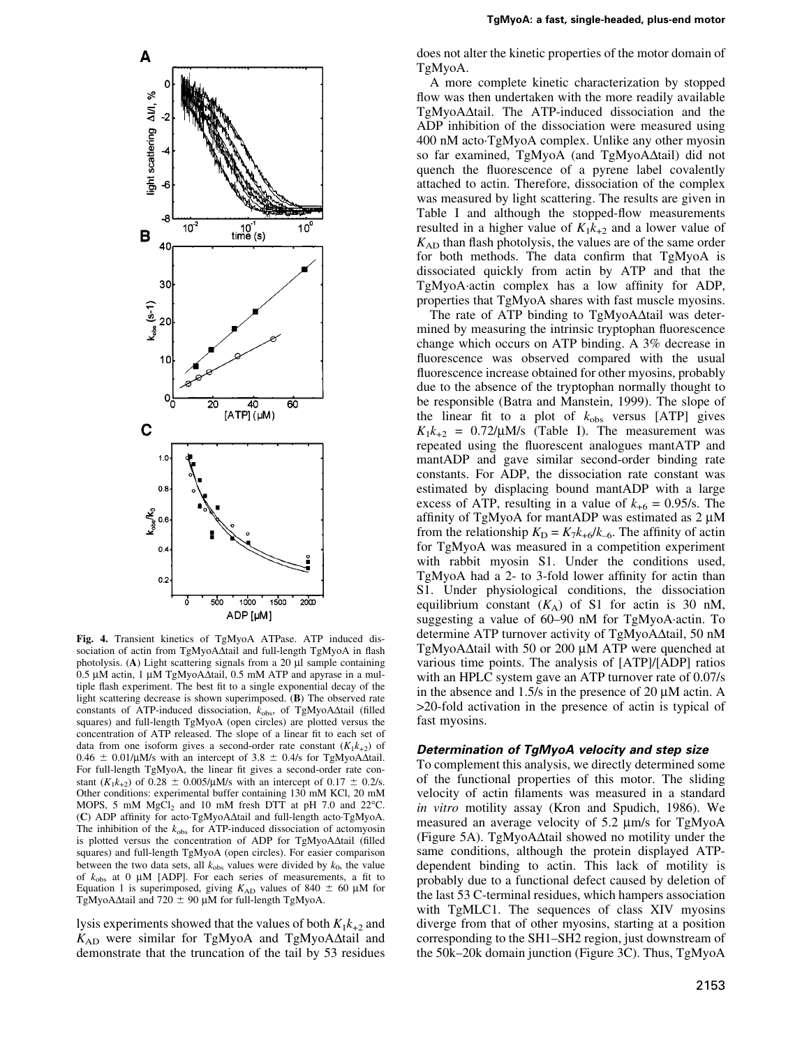Fig. 4. Transient kinetics of TgMyoA ATPase. ATP induced dissociation of actin from TgMyoAΔtail and full-length TgMyoA in flash photolysis. (**A**) Light scattering signals from a 20 μl sample containing 0.5 μM actin, 1 μM TgMyoAΔtail, 0.5 mM ATP and apyrase in a multiple flash experiment. The best fit to a single exponential decay of the light scattering decrease is shown superimposed. (**B**) The observed rate constants of ATP-induced dissociation, $k_{obs}$, of TgMyoAΔtail (filled squares) and full-length TgMyoA (open circles) are plotted versus the concentration of ATP released. The slope of a linear fit to each set of data from one isoform gives a second-order rate constant ($K_1k_{+2}$) of 0.46 ± 0.01/μM/s with an intercept of 3.8 ± 0.4/s for TgMyoAΔtail. For full-length TgMyoA, the linear fit gives a second-order rate constant ($K_1k_{+2}$) of 0.28 ± 0.005/μM/s with an intercept of 0.17 ± 0.2/s. Other conditions: experimental buffer containing 130 mM KCl, 20 mM MOPS, 5 mM $MgCl_2$ and 10 mM fresh DTT at pH 7.0 and 22°C. (**C**) ADP affinity for acto·TgMyoAΔtail and full-length acto·TgMyoA. The inhibition of the $k_{obs}$ for ATP-induced dissociation of actomyosin is plotted versus the concentration of ADP for TgMyoAΔtail (filled squares) and full-length TgMyoA (open circles). For easier comparison between the two data sets, all $k_{obs}$ values were divided by $k_0$, the value of $k_{obs}$ at 0 μM [ADP]. For each series of measurements, a fit to Equation 1 is superimposed, giving $K_{AD}$ values of 840 ± 60 μM for TgMyoAΔtail and 720 ± 90 μM for full-length TgMyoA.

lysis experiments showed that the values of both $K_1k_{+2}$ and $K_{AD}$ were similar for TgMyoA and TgMyoAΔtail and demonstrate that the truncation of the tail by 53 residues does not alter the kinetic properties of the motor domain of TgMyoA.

A more complete kinetic characterization by stopped flow was then undertaken with the more readily available TgMyoAΔtail. The ATP-induced dissociation and the ADP inhibition of the dissociation were measured using 400 nM acto·TgMyoA complex. Unlike any other myosin so far examined, TgMyoA (and TgMyoAΔtail) did not quench the fluorescence of a pyrene label covalently attached to actin. Therefore, dissociation of the complex was measured by light scattering. The results are given in Table I and although the stopped-flow measurements resulted in a higher value of $K_1k_{+2}$ and a lower value of $K_{AD}$ than flash photolysis, the values are of the same order for both methods. The data confirm that TgMyoA is dissociated quickly from actin by ATP and that the TgMyoA·actin complex has a low affinity for ADP, properties that TgMyoA shares with fast muscle myosins.

The rate of ATP binding to TgMyoAΔtail was determined by measuring the intrinsic tryptophan fluorescence change which occurs on ATP binding. A 3% decrease in fluorescence was observed compared with the usual fluorescence increase obtained for other myosins, probably due to the absence of the tryptophan normally thought to be responsible (Batra and Manstein, 1999). The slope of the linear fit to a plot of $k_{obs}$ versus [ATP] gives $K_1k_{+2}$ = 0.72/μM/s (Table I). The measurement was repeated using the fluorescent analogues mantATP and mantADP and gave similar second-order binding rate constants. For ADP, the dissociation rate constant was estimated by displacing bound mantADP with a large excess of ATP, resulting in a value of $k_{+6}$ = 0.95/s. The affinity of TgMyoA for mantADP was estimated as 2 μM from the relationship $K_D = K_7k_{+6}/k_{-6}$. The affinity of actin for TgMyoA was measured in a competition experiment with rabbit myosin S1. Under the conditions used, TgMyoA had a 2- to 3-fold lower affinity for actin than S1. Under physiological conditions, the dissociation equilibrium constant ($K_A$) of S1 for actin is 30 nM, suggesting a value of 60–90 nM for TgMyoA·actin. To determine ATP turnover activity of TgMyoAΔtail, 50 nM TgMyoAΔtail with 50 or 200 μM ATP were quenched at various time points. The analysis of [ATP]/[ADP] ratios with an HPLC system gave an ATP turnover rate of 0.07/s in the absence and 1.5/s in the presence of 20 μM actin. A >20-fold activation in the presence of actin is typical of fast myosins.

### *Determination of TgMyoA velocity and step size*

To complement this analysis, we directly determined some of the functional properties of this motor. The sliding velocity of actin filaments was measured in a standard *in vitro* motility assay (Kron and Spudich, 1986). We measured an average velocity of 5.2 μm/s for TgMyoA (Figure 5A). TgMyoAΔtail showed no motility under the same conditions, although the protein displayed ATP-dependent binding to actin. This lack of motility is probably due to a functional defect caused by deletion of the last 53 C-terminal residues, which hampers association with TgMLC1. The sequences of class XIV myosins diverge from that of other myosins, starting at a position corresponding to the SH1–SH2 region, just downstream of the 50k–20k domain junction (Figure 3C). Thus, TgMyoA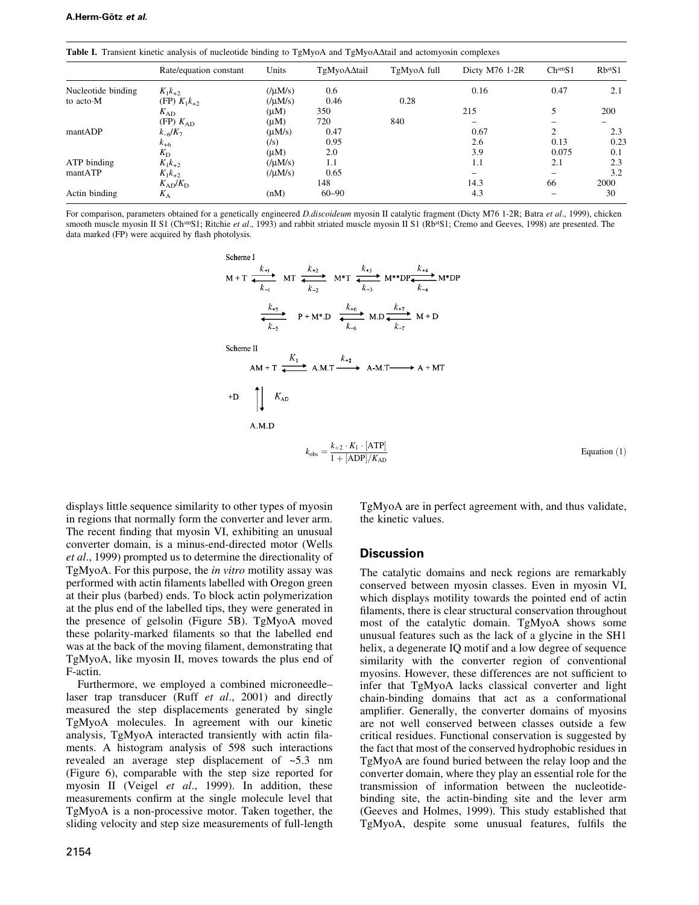**Table I.** Transient kinetic analysis of nucleotide binding to TgMyoA and TgMyoAΔtail and actomyosin complexes

| | Rate/equation constant | Units | TgMyoAΔtail | TgMyoA full | Dicty M76 1-2R | $Ch^{sm}S1$ | $Rb^{st}S1$ |
|---|---|---|---|---|---|---|---|
| Nucleotide binding | $K_1k_{+2}$ | (/μM/s) | 0.6 | | 0.16 | 0.47 | 2.1 |
| to acto·M | (FP) $K_1k_{+2}$ | (/μM/s) | 0.46 | 0.28 | | | |
| | $K_{AD}$ | (μM) | 350 | | 215 | 5 | 200 |
| | (FP) $K_{AD}$ | (μM) | 720 | 840 | – | – | – |
| mantADP | $k_{-6}/K_7$ | (μM/s) | 0.47 | | 0.67 | 2 | 2.3 |
| | $k_{+6}$ | (/s) | 0.95 | | 2.6 | 0.13 | 0.23 |
| | $K_D$ | (μM) | 2.0 | | 3.9 | 0.075 | 0.1 |
| ATP binding | $K_1k_{+2}$ | (/μM/s) | 1.1 | | 1.1 | 2.1 | 2.3 |
| mantATP | $K_1k_{+2}$ | (/μM/s) | 0.65 | | – | – | 3.2 |
| | $K_{AD}/K_D$ | | 148 | | 14.3 | 66 | 2000 |
| Actin binding | $K_A$ | (nM) | 60–90 | | 4.3 | – | 30 |

For comparison, parameters obtained for a genetically engineered *D.discoideum* myosin II catalytic fragment (Dicty M76 1-2R; Batra *et al*., 1999), chicken smooth muscle myosin II S1 ($Ch^{sm}S1$; Ritchie *et al*., 1993) and rabbit striated muscle myosin II S1 ($Rb^{st}S1$; Cremo and Geeves, 1998) are presented. The data marked (FP) were acquired by flash photolysis.

Scheme I

$$M + T \underset{k_{-1}}{\overset{k_{+1}}{\rightleftharpoons}} MT \underset{k_{-2}}{\overset{k_{+2}}{\rightleftharpoons}} M^*T \underset{k_{-3}}{\overset{k_{+3}}{\rightleftharpoons}} M^{**}DP \underset{k_{-4}}{\overset{k_{+4}}{\rightleftharpoons}} M^*DP$$

$$\underset{k_{-5}}{\overset{k_{+5}}{\rightleftharpoons}} P + M^*.D \underset{k_{-6}}{\overset{k_{+6}}{\rightleftharpoons}} M.D \underset{k_{-7}}{\overset{k_{+7}}{\rightleftharpoons}} M + D$$

Scheme II

$$AM + T \overset{K_1}{\rightleftharpoons} A.M.T \overset{k_{+2}}{\longrightarrow} A\text{-}M.T \longrightarrow A + MT$$

$$AM \underset{+D}{\overset{K_{AD}}{\rightleftharpoons}} A.M.D$$

$$k_{obs} = \frac{k_{+2} \cdot K_1 \cdot [ATP]}{1 + [ADP]/K_{AD}} \qquad \text{Equation (1)}$$

displays little sequence similarity to other types of myosin in regions that normally form the converter and lever arm. The recent finding that myosin VI, exhibiting an unusual converter domain, is a minus-end-directed motor (Wells *et al*., 1999) prompted us to determine the directionality of TgMyoA. For this purpose, the *in vitro* motility assay was performed with actin filaments labelled with Oregon green at their plus (barbed) ends. To block actin polymerization at the plus end of the labelled tips, they were generated in the presence of gelsolin (Figure 5B). TgMyoA moved these polarity-marked filaments so that the labelled end was at the back of the moving filament, demonstrating that TgMyoA, like myosin II, moves towards the plus end of F-actin.

Furthermore, we employed a combined microneedle–laser trap transducer (Ruff *et al*., 2001) and directly measured the step displacements generated by single TgMyoA molecules. In agreement with our kinetic analysis, TgMyoA interacted transiently with actin filaments. A histogram analysis of 598 such interactions revealed an average step displacement of ~5.3 nm (Figure 6), comparable with the step size reported for myosin II (Veigel *et al*., 1999). In addition, these measurements confirm at the single molecule level that TgMyoA is a non-processive motor. Taken together, the sliding velocity and step size measurements of full-length TgMyoA are in perfect agreement with, and thus validate, the kinetic values.

## Discussion

The catalytic domains and neck regions are remarkably conserved between myosin classes. Even in myosin VI, which displays motility towards the pointed end of actin filaments, there is clear structural conservation throughout most of the catalytic domain. TgMyoA shows some unusual features such as the lack of a glycine in the SH1 helix, a degenerate IQ motif and a low degree of sequence similarity with the converter region of conventional myosins. However, these differences are not sufficient to infer that TgMyoA lacks classical converter and light chain-binding domains that act as a conformational amplifier. Generally, the converter domains of myosins are not well conserved between classes outside a few critical residues. Functional conservation is suggested by the fact that most of the conserved hydrophobic residues in TgMyoA are found buried between the relay loop and the converter domain, where they play an essential role for the transmission of information between the nucleotide-binding site, the actin-binding site and the lever arm (Geeves and Holmes, 1999). This study established that TgMyoA, despite some unusual features, fulfils the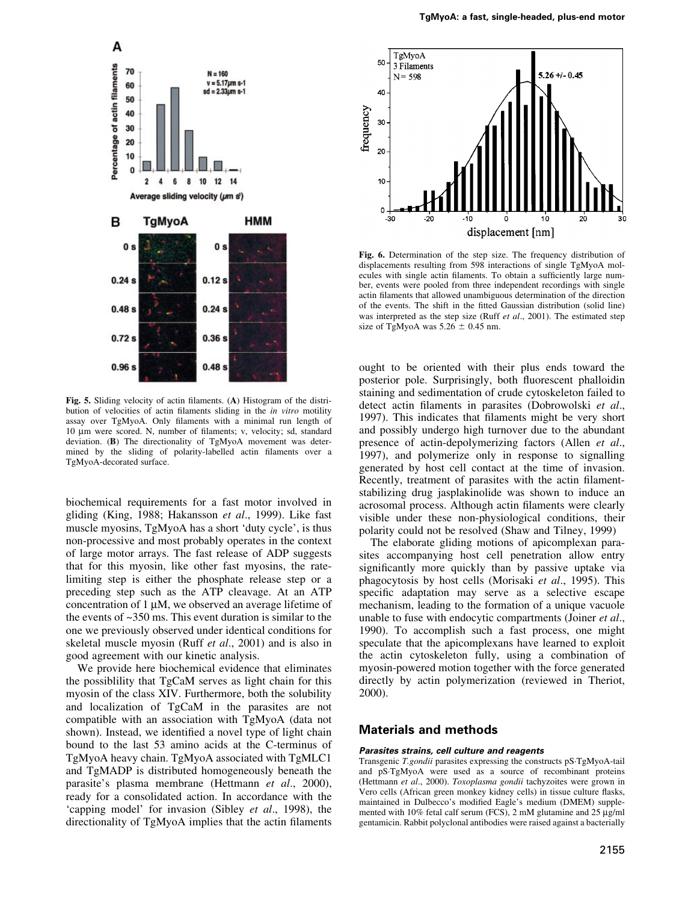Fig. 5. Sliding velocity of actin filaments. (**A**) Histogram of the distribution of velocities of actin filaments sliding in the *in vitro* motility assay over TgMyoA. Only filaments with a minimal run length of 10 µm were scored. N, number of filaments; v, velocity; sd, standard deviation. (**B**) The directionality of TgMyoA movement was determined by the sliding of polarity-labelled actin filaments over a TgMyoA-decorated surface.

Fig. 6. Determination of the step size. The frequency distribution of displacements resulting from 598 interactions of single TgMyoA molecules with single actin filaments. To obtain a sufficiently large number, events were pooled from three independent recordings with single actin filaments that allowed unambiguous determination of the direction of the events. The shift in the fitted Gaussian distribution (solid line) was interpreted as the step size (Ruff *et al*., 2001). The estimated step size of TgMyoA was 5.26 ± 0.45 nm.

biochemical requirements for a fast motor involved in gliding (King, 1988; Hakansson *et al*., 1999). Like fast muscle myosins, TgMyoA has a short 'duty cycle', is thus non-processive and most probably operates in the context of large motor arrays. The fast release of ADP suggests that for this myosin, like other fast myosins, the rate-limiting step is either the phosphate release step or a preceding step such as the ATP cleavage. At an ATP concentration of 1 µM, we observed an average lifetime of the events of ~350 ms. This event duration is similar to the one we previously observed under identical conditions for skeletal muscle myosin (Ruff *et al*., 2001) and is also in good agreement with our kinetic analysis.

We provide here biochemical evidence that eliminates the possiblility that TgCaM serves as light chain for this myosin of the class XIV. Furthermore, both the solubility and localization of TgCaM in the parasites are not compatible with an association with TgMyoA (data not shown). Instead, we identified a novel type of light chain bound to the last 53 amino acids at the C-terminus of TgMyoA heavy chain. TgMyoA associated with TgMLC1 and TgMADP is distributed homogeneously beneath the parasite's plasma membrane (Hettmann *et al*., 2000), ready for a consolidated action. In accordance with the 'capping model' for invasion (Sibley *et al*., 1998), the directionality of TgMyoA implies that the actin filaments ought to be oriented with their plus ends toward the posterior pole. Surprisingly, both fluorescent phalloidin staining and sedimentation of crude cytoskeleton failed to detect actin filaments in parasites (Dobrowolski *et al*., 1997). This indicates that filaments might be very short and possibly undergo high turnover due to the abundant presence of actin-depolymerizing factors (Allen *et al*., 1997), and polymerize only in response to signalling generated by host cell contact at the time of invasion. Recently, treatment of parasites with the actin filament-stabilizing drug jasplakinolide was shown to induce an acrosomal process. Although actin filaments were clearly visible under these non-physiological conditions, their polarity could not be resolved (Shaw and Tilney, 1999)

The elaborate gliding motions of apicomplexan parasites accompanying host cell penetration allow entry significantly more quickly than by passive uptake via phagocytosis by host cells (Morisaki *et al*., 1995). This specific adaptation may serve as a selective escape mechanism, leading to the formation of a unique vacuole unable to fuse with endocytic compartments (Joiner *et al*., 1990). To accomplish such a fast process, one might speculate that the apicomplexans have learned to exploit the actin cytoskeleton fully, using a combination of myosin-powered motion together with the force generated directly by actin polymerization (reviewed in Theriot, 2000).

## Materials and methods

### *Parasites strains, cell culture and reagents*

Transgenic *T.gondii* parasites expressing the constructs pS·TgMyoA-tail and pS·TgMyoA were used as a source of recombinant proteins (Hettmann *et al*., 2000). *Toxoplasma gondii* tachyzoites were grown in Vero cells (African green monkey kidney cells) in tissue culture flasks, maintained in Dulbecco's modified Eagle's medium (DMEM) supplemented with 10% fetal calf serum (FCS), 2 mM glutamine and 25 µg/ml gentamicin. Rabbit polyclonal antibodies were raised against a bacterially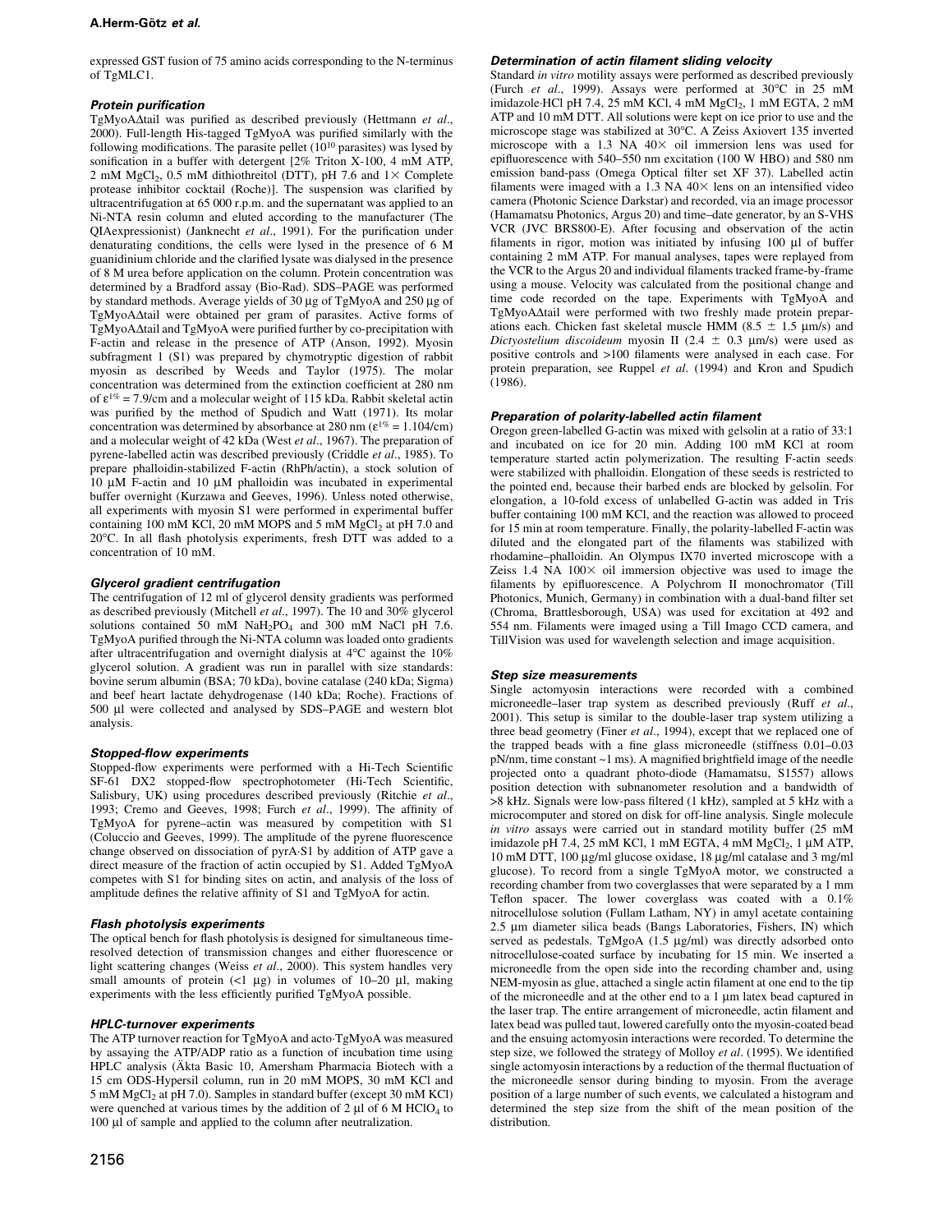expressed GST fusion of 75 amino acids corresponding to the N-terminus of TgMLC1.

### Protein purification

TgMyoAΔtail was purified as described previously (Hettmann *et al*., 2000). Full-length His-tagged TgMyoA was purified similarly with the following modifications. The parasite pellet ($10^{10}$ parasites) was lysed by sonification in a buffer with detergent [2% Triton X-100, 4 mM ATP, 2 mM $MgCl_2$, 0.5 mM dithiothreitol (DTT), pH 7.6 and 1× Complete protease inhibitor cocktail (Roche)]. The suspension was clarified by ultracentrifugation at 65 000 r.p.m. and the supernatant was applied to an Ni-NTA resin column and eluted according to the manufacturer (The QIAexpressionist) (Janknecht *et al*., 1991). For the purification under denaturating conditions, the cells were lysed in the presence of 6 M guanidinium chloride and the clarified lysate was dialysed in the presence of 8 M urea before application on the column. Protein concentration was determined by a Bradford assay (Bio-Rad). SDS–PAGE was performed by standard methods. Average yields of 30 μg of TgMyoA and 250 μg of TgMyoAΔtail were obtained per gram of parasites. Active forms of TgMyoAΔtail and TgMyoA were purified further by co-precipitation with F-actin and release in the presence of ATP (Anson, 1992). Myosin subfragment 1 (S1) was prepared by chymotryptic digestion of rabbit myosin as described by Weeds and Taylor (1975). The molar concentration was determined from the extinction coefficient at 280 nm of $\varepsilon^{1\%} = 7.9$/cm and a molecular weight of 115 kDa. Rabbit skeletal actin was purified by the method of Spudich and Watt (1971). Its molar concentration was determined by absorbance at 280 nm ($\varepsilon^{1\%} = 1.104$/cm) and a molecular weight of 42 kDa (West *et al*., 1967). The preparation of pyrene-labelled actin was described previously (Criddle *et al*., 1985). To prepare phalloidin-stabilized F-actin (RhPh/actin), a stock solution of 10 μM F-actin and 10 μM phalloidin was incubated in experimental buffer overnight (Kurzawa and Geeves, 1996). Unless noted otherwise, all experiments with myosin S1 were performed in experimental buffer containing 100 mM KCl, 20 mM MOPS and 5 mM $MgCl_2$ at pH 7.0 and 20°C. In all flash photolysis experiments, fresh DTT was added to a concentration of 10 mM.

### Glycerol gradient centrifugation

The centrifugation of 12 ml of glycerol density gradients was performed as described previously (Mitchell *et al*., 1997). The 10 and 30% glycerol solutions contained 50 mM $NaH_2PO_4$ and 300 mM NaCl pH 7.6. TgMyoA purified through the Ni-NTA column was loaded onto gradients after ultracentrifugation and overnight dialysis at 4°C against the 10% glycerol solution. A gradient was run in parallel with size standards: bovine serum albumin (BSA; 70 kDa), bovine catalase (240 kDa; Sigma) and beef heart lactate dehydrogenase (140 kDa; Roche). Fractions of 500 μl were collected and analysed by SDS–PAGE and western blot analysis.

### Stopped-flow experiments

Stopped-flow experiments were performed with a Hi-Tech Scientific SF-61 DX2 stopped-flow spectrophotometer (Hi-Tech Scientific, Salisbury, UK) using procedures described previously (Ritchie *et al*., 1993; Cremo and Geeves, 1998; Furch *et al*., 1999). The affinity of TgMyoA for pyrene–actin was measured by competition with S1 (Coluccio and Geeves, 1999). The amplitude of the pyrene fluorescence change observed on dissociation of pyrA·S1 by addition of ATP gave a direct measure of the fraction of actin occupied by S1. Added TgMyoA competes with S1 for binding sites on actin, and analysis of the loss of amplitude defines the relative affinity of S1 and TgMyoA for actin.

### Flash photolysis experiments

The optical bench for flash photolysis is designed for simultaneous time-resolved detection of transmission changes and either fluorescence or light scattering changes (Weiss *et al*., 2000). This system handles very small amounts of protein (<1 μg) in volumes of 10–20 μl, making experiments with the less efficiently purified TgMyoA possible.

### HPLC-turnover experiments

The ATP turnover reaction for TgMyoA and acto·TgMyoA was measured by assaying the ATP/ADP ratio as a function of incubation time using HPLC analysis (Äkta Basic 10, Amersham Pharmacia Biotech with a 15 cm ODS-Hypersil column, run in 20 mM MOPS, 30 mM KCl and 5 mM $MgCl_2$ at pH 7.0). Samples in standard buffer (except 30 mM KCl) were quenched at various times by the addition of 2 μl of 6 M $HClO_4$ to 100 μl of sample and applied to the column after neutralization.

### Determination of actin filament sliding velocity

Standard *in vitro* motility assays were performed as described previously (Furch *et al*., 1999). Assays were performed at 30°C in 25 mM imidazole·HCl pH 7.4, 25 mM KCl, 4 mM $MgCl_2$, 1 mM EGTA, 2 mM ATP and 10 mM DTT. All solutions were kept on ice prior to use and the microscope stage was stabilized at 30°C. A Zeiss Axiovert 135 inverted microscope with a 1.3 NA 40× oil immersion lens was used for epifluorescence with 540–550 nm excitation (100 W HBO) and 580 nm emission band-pass (Omega Optical filter set XF 37). Labelled actin filaments were imaged with a 1.3 NA 40× lens on an intensified video camera (Photonic Science Darkstar) and recorded, via an image processor (Hamamatsu Photonics, Argus 20) and time–date generator, by an S-VHS VCR (JVC BRS800-E). After focusing and observation of the actin filaments in rigor, motion was initiated by infusing 100 μl of buffer containing 2 mM ATP. For manual analyses, tapes were replayed from the VCR to the Argus 20 and individual filaments tracked frame-by-frame using a mouse. Velocity was calculated from the positional change and time code recorded on the tape. Experiments with TgMyoA and TgMyoAΔtail were performed with two freshly made protein preparations each. Chicken fast skeletal muscle HMM (8.5 ± 1.5 μm/s) and *Dictyostelium discoideum* myosin II (2.4 ± 0.3 μm/s) were used as positive controls and >100 filaments were analysed in each case. For protein preparation, see Ruppel *et al*. (1994) and Kron and Spudich (1986).

### Preparation of polarity-labelled actin filament

Oregon green-labelled G-actin was mixed with gelsolin at a ratio of 33:1 and incubated on ice for 20 min. Adding 100 mM KCl at room temperature started actin polymerization. The resulting F-actin seeds were stabilized with phalloidin. Elongation of these seeds is restricted to the pointed end, because their barbed ends are blocked by gelsolin. For elongation, a 10-fold excess of unlabelled G-actin was added in Tris buffer containing 100 mM KCl, and the reaction was allowed to proceed for 15 min at room temperature. Finally, the polarity-labelled F-actin was diluted and the elongated part of the filaments was stabilized with rhodamine–phalloidin. An Olympus IX70 inverted microscope with a Zeiss 1.4 NA 100× oil immersion objective was used to image the filaments by epifluorescence. A Polychrom II monochromator (Till Photonics, Munich, Germany) in combination with a dual-band filter set (Chroma, Brattlesborough, USA) was used for excitation at 492 and 554 nm. Filaments were imaged using a Till Imago CCD camera, and TillVision was used for wavelength selection and image acquisition.

### Step size measurements

Single actomyosin interactions were recorded with a combined microneedle–laser trap system as described previously (Ruff *et al*., 2001). This setup is similar to the double-laser trap system utilizing a three bead geometry (Finer *et al*., 1994), except that we replaced one of the trapped beads with a fine glass microneedle (stiffness 0.01–0.03 pN/nm, time constant ~1 ms). A magnified brightfield image of the needle projected onto a quadrant photo-diode (Hamamatsu, S1557) allows position detection with subnanometer resolution and a bandwidth of >8 kHz. Signals were low-pass filtered (1 kHz), sampled at 5 kHz with a microcomputer and stored on disk for off-line analysis. Single molecule *in vitro* assays were carried out in standard motility buffer (25 mM imidazole pH 7.4, 25 mM KCl, 1 mM EGTA, 4 mM $MgCl_2$, 1 μM ATP, 10 mM DTT, 100 μg/ml glucose oxidase, 18 μg/ml catalase and 3 mg/ml glucose). To record from a single TgMyoA motor, we constructed a recording chamber from two coverglasses that were separated by a 1 mm Teflon spacer. The lower coverglass was coated with a 0.1% nitrocellulose solution (Fullam Latham, NY) in amyl acetate containing 2.5 μm diameter silica beads (Bangs Laboratories, Fishers, IN) which served as pedestals. TgMgoA (1.5 μg/ml) was directly adsorbed onto nitrocellulose-coated surface by incubating for 15 min. We inserted a microneedle from the open side into the recording chamber and, using NEM-myosin as glue, attached a single actin filament at one end to the tip of the microneedle and at the other end to a 1 μm latex bead captured in the laser trap. The entire arrangement of microneedle, actin filament and latex bead was pulled taut, lowered carefully onto the myosin-coated bead and the ensuing actomyosin interactions were recorded. To determine the step size, we followed the strategy of Molloy *et al*. (1995). We identified single actomyosin interactions by a reduction of the thermal fluctuation of the microneedle sensor during binding to myosin. From the average position of a large number of such events, we calculated a histogram and determined the step size from the shift of the mean position of the distribution.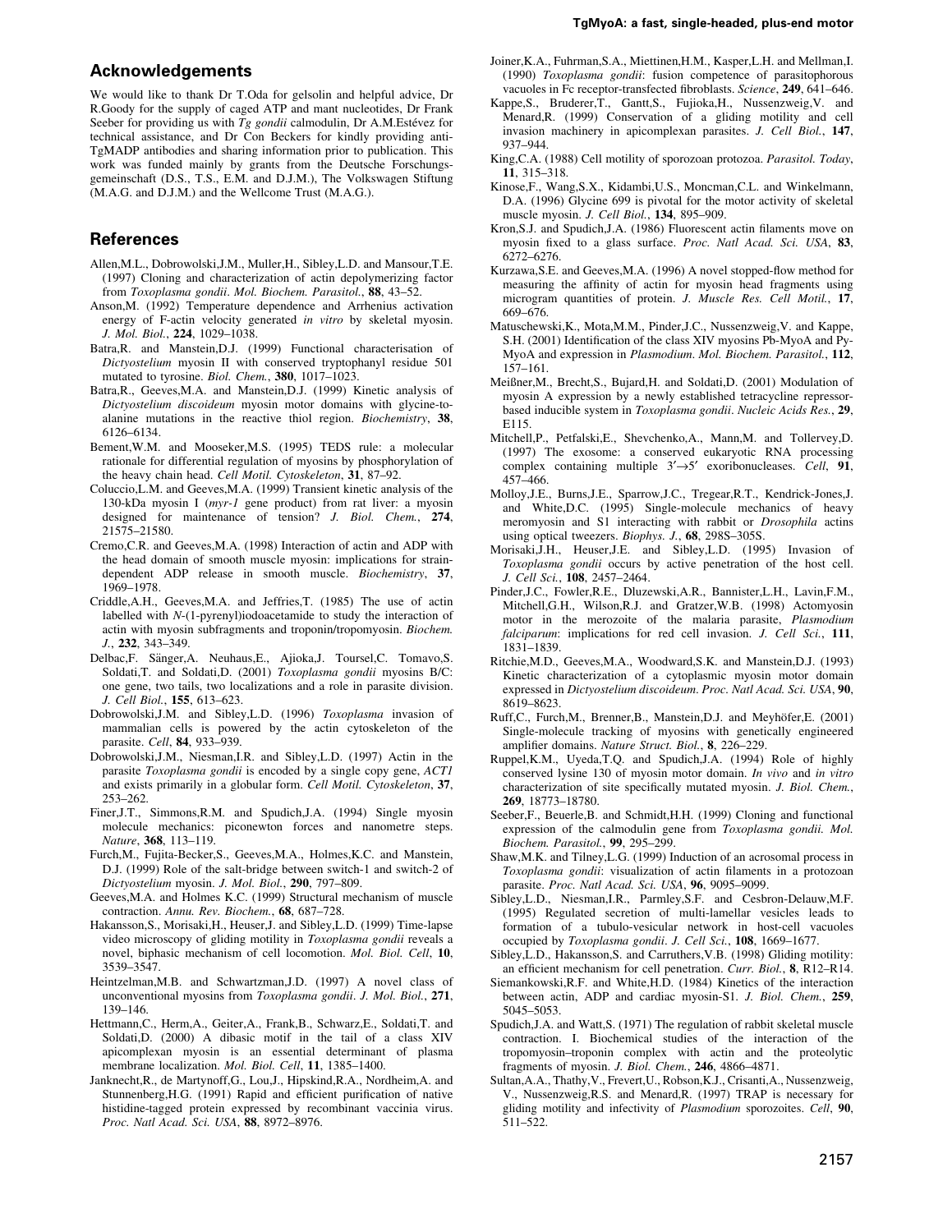## Acknowledgements

We would like to thank Dr T.Oda for gelsolin and helpful advice, Dr R.Goody for the supply of caged ATP and mant nucleotides, Dr Frank Seeber for providing us with *Tg gondii* calmodulin, Dr A.M.Estévez for technical assistance, and Dr Con Beckers for kindly providing anti-TgMADP antibodies and sharing information prior to publication. This work was funded mainly by grants from the Deutsche Forschungsgemeinschaft (D.S., T.S., E.M. and D.J.M.), The Volkswagen Stiftung (M.A.G. and D.J.M.) and the Wellcome Trust (M.A.G.).

## References

Allen,M.L., Dobrowolski,J.M., Muller,H., Sibley,L.D. and Mansour,T.E. (1997) Cloning and characterization of actin depolymerizing factor from *Toxoplasma gondii*. *Mol. Biochem. Parasitol.*, **88**, 43–52.

Anson,M. (1992) Temperature dependence and Arrhenius activation energy of F-actin velocity generated *in vitro* by skeletal myosin. *J. Mol. Biol.*, **224**, 1029–1038.

Batra,R. and Manstein,D.J. (1999) Functional characterisation of *Dictyostelium* myosin II with conserved tryptophanyl residue 501 mutated to tyrosine. *Biol. Chem.*, **380**, 1017–1023.

Batra,R., Geeves,M.A. and Manstein,D.J. (1999) Kinetic analysis of *Dictyostelium discoideum* myosin motor domains with glycine-to-alanine mutations in the reactive thiol region. *Biochemistry*, **38**, 6126–6134.

Bement,W.M. and Mooseker,M.S. (1995) TEDS rule: a molecular rationale for differential regulation of myosins by phosphorylation of the heavy chain head. *Cell Motil. Cytoskeleton*, **31**, 87–92.

Coluccio,L.M. and Geeves,M.A. (1999) Transient kinetic analysis of the 130-kDa myosin I (*myr-1* gene product) from rat liver: a myosin designed for maintenance of tension? *J. Biol. Chem.*, **274**, 21575–21580.

Cremo,C.R. and Geeves,M.A. (1998) Interaction of actin and ADP with the head domain of smooth muscle myosin: implications for strain-dependent ADP release in smooth muscle. *Biochemistry*, **37**, 1969–1978.

Criddle,A.H., Geeves,M.A. and Jeffries,T. (1985) The use of actin labelled with *N*-(1-pyrenyl)iodoacetamide to study the interaction of actin with myosin subfragments and troponin/tropomyosin. *Biochem. J.*, **232**, 343–349.

Delbac,F. Sänger,A. Neuhaus,E., Ajioka,J. Toursel,C. Tomavo,S. Soldati,T. and Soldati,D. (2001) *Toxoplasma gondii* myosins B/C: one gene, two tails, two localizations and a role in parasite division. *J. Cell Biol.*, **155**, 613–623.

Dobrowolski,J.M. and Sibley,L.D. (1996) *Toxoplasma* invasion of mammalian cells is powered by the actin cytoskeleton of the parasite. *Cell*, **84**, 933–939.

Dobrowolski,J.M., Niesman,I.R. and Sibley,L.D. (1997) Actin in the parasite *Toxoplasma gondii* is encoded by a single copy gene, *ACT1* and exists primarily in a globular form. *Cell Motil. Cytoskeleton*, **37**, 253–262.

Finer,J.T., Simmons,R.M. and Spudich,J.A. (1994) Single myosin molecule mechanics: piconewton forces and nanometre steps. *Nature*, **368**, 113–119.

Furch,M., Fujita-Becker,S., Geeves,M.A., Holmes,K.C. and Manstein, D.J. (1999) Role of the salt-bridge between switch-1 and switch-2 of *Dictyostelium* myosin. *J. Mol. Biol.*, **290**, 797–809.

Geeves,M.A. and Holmes K.C. (1999) Structural mechanism of muscle contraction. *Annu. Rev. Biochem.*, **68**, 687–728.

Hakansson,S., Morisaki,H., Heuser,J. and Sibley,L.D. (1999) Time-lapse video microscopy of gliding motility in *Toxoplasma gondii* reveals a novel, biphasic mechanism of cell locomotion. *Mol. Biol. Cell*, **10**, 3539–3547.

Heintzelman,M.B. and Schwartzman,J.D. (1997) A novel class of unconventional myosins from *Toxoplasma gondii*. *J. Mol. Biol.*, **271**, 139–146.

Hettmann,C., Herm,A., Geiter,A., Frank,B., Schwarz,E., Soldati,T. and Soldati,D. (2000) A dibasic motif in the tail of a class XIV apicomplexan myosin is an essential determinant of plasma membrane localization. *Mol. Biol. Cell*, **11**, 1385–1400.

Janknecht,R., de Martynoff,G., Lou,J., Hipskind,R.A., Nordheim,A. and Stunnenberg,H.G. (1991) Rapid and efficient purification of native histidine-tagged protein expressed by recombinant vaccinia virus. *Proc. Natl Acad. Sci. USA*, **88**, 8972–8976.

Joiner,K.A., Fuhrman,S.A., Miettinen,H.M., Kasper,L.H. and Mellman,I. (1990) *Toxoplasma gondii*: fusion competence of parasitophorous vacuoles in Fc receptor-transfected fibroblasts. *Science*, **249**, 641–646.

Kappe,S., Bruderer,T., Gantt,S., Fujioka,H., Nussenzweig,V. and Menard,R. (1999) Conservation of a gliding motility and cell invasion machinery in apicomplexan parasites. *J. Cell Biol.*, **147**, 937–944.

King,C.A. (1988) Cell motility of sporozoan protozoa. *Parasitol. Today*, **11**, 315–318.

Kinose,F., Wang,S.X., Kidambi,U.S., Moncman,C.L. and Winkelmann, D.A. (1996) Glycine 699 is pivotal for the motor activity of skeletal muscle myosin. *J. Cell Biol.*, **134**, 895–909.

Kron,S.J. and Spudich,J.A. (1986) Fluorescent actin filaments move on myosin fixed to a glass surface. *Proc. Natl Acad. Sci. USA*, **83**, 6272–6276.

Kurzawa,S.E. and Geeves,M.A. (1996) A novel stopped-flow method for measuring the affinity of actin for myosin head fragments using microgram quantities of protein. *J. Muscle Res. Cell Motil.*, **17**, 669–676.

Matuschewski,K., Mota,M.M., Pinder,J.C., Nussenzweig,V. and Kappe, S.H. (2001) Identification of the class XIV myosins Pb-MyoA and Py-MyoA and expression in *Plasmodium*. *Mol. Biochem. Parasitol.*, **112**, 157–161.

Meißner,M., Brecht,S., Bujard,H. and Soldati,D. (2001) Modulation of myosin A expression by a newly established tetracycline repressor-based inducible system in *Toxoplasma gondii*. *Nucleic Acids Res.*, **29**, E115.

Mitchell,P., Petfalski,E., Shevchenko,A., Mann,M. and Tollervey,D. (1997) The exosome: a conserved eukaryotic RNA processing complex containing multiple 3′→5′ exoribonucleases. *Cell*, **91**, 457–466.

Molloy,J.E., Burns,J.E., Sparrow,J.C., Tregear,R.T., Kendrick-Jones,J. and White,D.C. (1995) Single-molecule mechanics of heavy meromyosin and S1 interacting with rabbit or *Drosophila* actins using optical tweezers. *Biophys. J.*, **68**, 298S–305S.

Morisaki,J.H., Heuser,J.E. and Sibley,L.D. (1995) Invasion of *Toxoplasma gondii* occurs by active penetration of the host cell. *J. Cell Sci.*, **108**, 2457–2464.

Pinder,J.C., Fowler,R.E., Dluzewski,A.R., Bannister,L.H., Lavin,F.M., Mitchell,G.H., Wilson,R.J. and Gratzer,W.B. (1998) Actomyosin motor in the merozoite of the malaria parasite, *Plasmodium falciparum*: implications for red cell invasion. *J. Cell Sci.*, **111**, 1831–1839.

Ritchie,M.D., Geeves,M.A., Woodward,S.K. and Manstein,D.J. (1993) Kinetic characterization of a cytoplasmic myosin motor domain expressed in *Dictyostelium discoideum*. *Proc. Natl Acad. Sci. USA*, **90**, 8619–8623.

Ruff,C., Furch,M., Brenner,B., Manstein,D.J. and Meyhöfer,E. (2001) Single-molecule tracking of myosins with genetically engineered amplifier domains. *Nature Struct. Biol.*, **8**, 226–229.

Ruppel,K.M., Uyeda,T.Q. and Spudich,J.A. (1994) Role of highly conserved lysine 130 of myosin motor domain. *In vivo* and *in vitro* characterization of site specifically mutated myosin. *J. Biol. Chem.*, **269**, 18773–18780.

Seeber,F., Beuerle,B. and Schmidt,H.H. (1999) Cloning and functional expression of the calmodulin gene from *Toxoplasma gondii*. *Mol. Biochem. Parasitol.*, **99**, 295–299.

Shaw,M.K. and Tilney,L.G. (1999) Induction of an acrosomal process in *Toxoplasma gondii*: visualization of actin filaments in a protozoan parasite. *Proc. Natl Acad. Sci. USA*, **96**, 9095–9099.

Sibley,L.D., Niesman,I.R., Parmley,S.F. and Cesbron-Delauw,M.F. (1995) Regulated secretion of multi-lamellar vesicles leads to formation of a tubulo-vesicular network in host-cell vacuoles occupied by *Toxoplasma gondii*. *J. Cell Sci.*, **108**, 1669–1677.

Sibley,L.D., Hakansson,S. and Carruthers,V.B. (1998) Gliding motility: an efficient mechanism for cell penetration. *Curr. Biol.*, **8**, R12–R14.

Siemankowski,R.F. and White,H.D. (1984) Kinetics of the interaction between actin, ADP and cardiac myosin-S1. *J. Biol. Chem.*, **259**, 5045–5053.

Spudich,J.A. and Watt,S. (1971) The regulation of rabbit skeletal muscle contraction. I. Biochemical studies of the interaction of the tropomyosin–troponin complex with actin and the proteolytic fragments of myosin. *J. Biol. Chem.*, **246**, 4866–4871.

Sultan,A.A., Thathy,V., Frevert,U., Robson,K.J., Crisanti,A., Nussenzweig, V., Nussenzweig,R.S. and Menard,R. (1997) TRAP is necessary for gliding motility and infectivity of *Plasmodium* sporozoites. *Cell*, **90**, 511–522.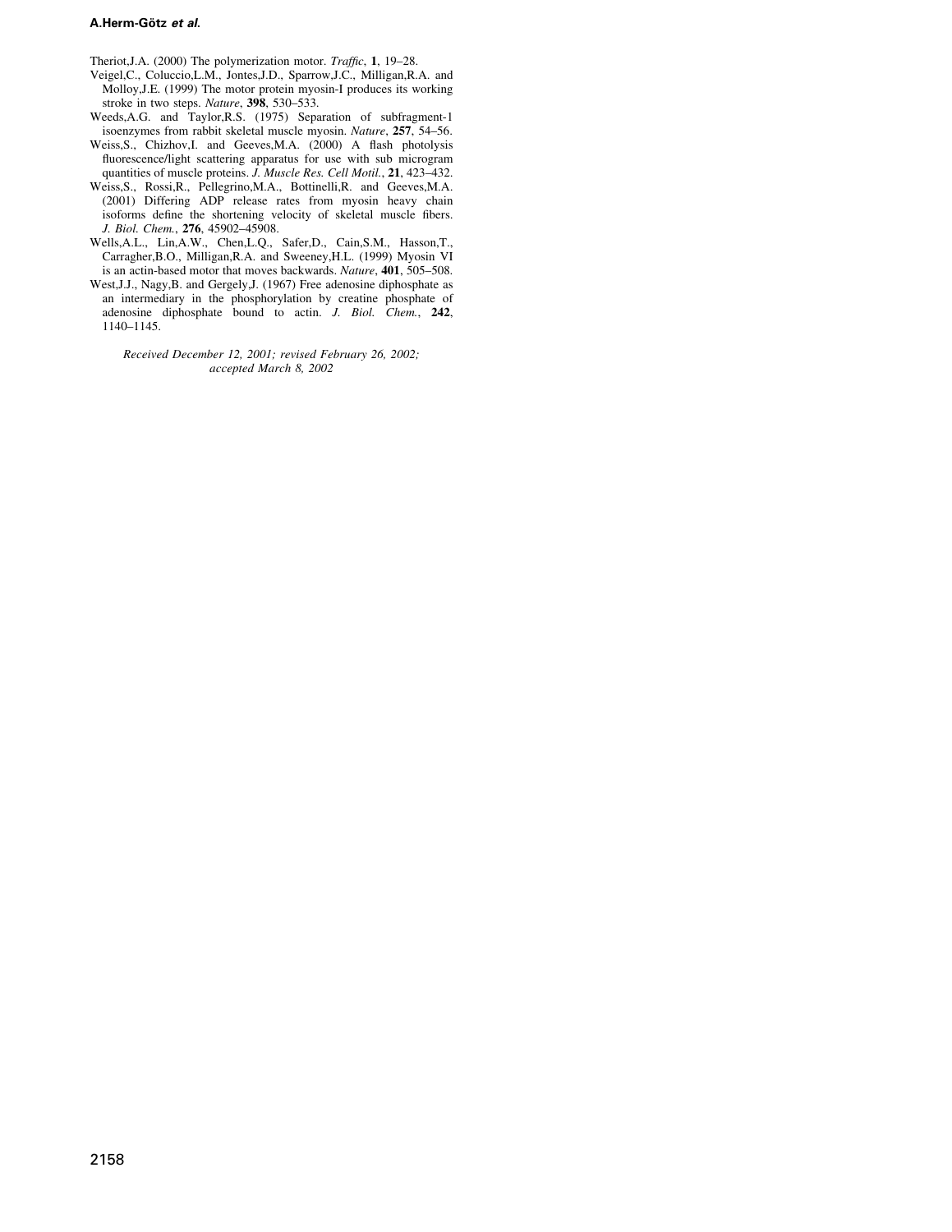Theriot,J.A. (2000) The polymerization motor. *Traffic*, **1**, 19–28.

Veigel,C., Coluccio,L.M., Jontes,J.D., Sparrow,J.C., Milligan,R.A. and Molloy,J.E. (1999) The motor protein myosin-I produces its working stroke in two steps. *Nature*, **398**, 530–533.

Weeds,A.G. and Taylor,R.S. (1975) Separation of subfragment-1 isoenzymes from rabbit skeletal muscle myosin. *Nature*, **257**, 54–56.

Weiss,S., Chizhov,I. and Geeves,M.A. (2000) A flash photolysis fluorescence/light scattering apparatus for use with sub microgram quantities of muscle proteins. *J. Muscle Res. Cell Motil.*, **21**, 423–432.

Weiss,S., Rossi,R., Pellegrino,M.A., Bottinelli,R. and Geeves,M.A. (2001) Differing ADP release rates from myosin heavy chain isoforms define the shortening velocity of skeletal muscle fibers. *J. Biol. Chem.*, **276**, 45902–45908.

Wells,A.L., Lin,A.W., Chen,L.Q., Safer,D., Cain,S.M., Hasson,T., Carragher,B.O., Milligan,R.A. and Sweeney,H.L. (1999) Myosin VI is an actin-based motor that moves backwards. *Nature*, **401**, 505–508.

West,J.J., Nagy,B. and Gergely,J. (1967) Free adenosine diphosphate as an intermediary in the phosphorylation by creatine phosphate of adenosine diphosphate bound to actin. *J. Biol. Chem.*, **242**, 1140–1145.

*Received December 12, 2001; revised February 26, 2002; accepted March 8, 2002*